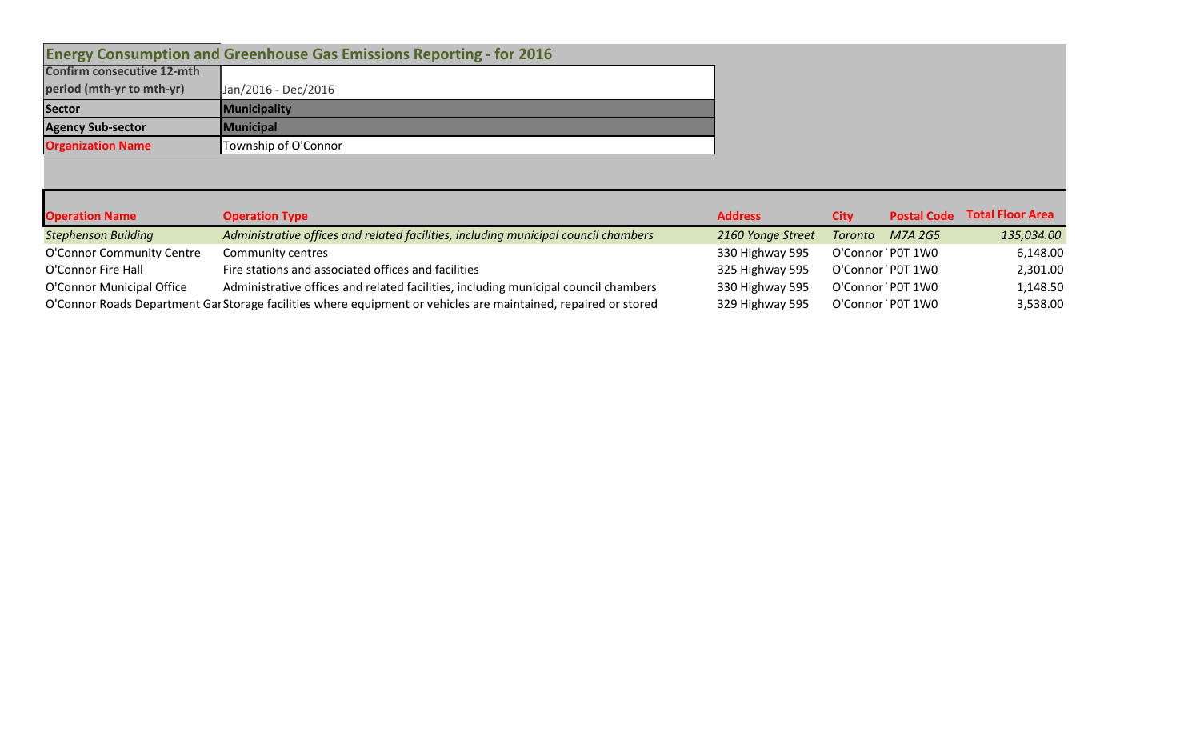## Energy Consumption and Greenhouse Gas Emissions Reporting - for 2016

| | |
|---|---|
| **Confirm consecutive 12-mth period (mth-yr to mth-yr)** | Jan/2016 - Dec/2016 |
| **Sector** | **Municipality** |
| **Agency Sub-sector** | **Municipal** |
| **Organization Name** | Township of O'Connor |

| Operation Name | Operation Type | Address | City | Postal Code | Total Floor Area |
|---|---|---|---|---|---|
| *Stephenson Building* | *Administrative offices and related facilities, including municipal council chambers* | *2160 Yonge Street* | *Toronto* | *M7A 2G5* | *135,034.00* |
| O'Connor Community Centre | Community centres | 330 Highway 595 | O'Connor | P0T 1W0 | 6,148.00 |
| O'Connor Fire Hall | Fire stations and associated offices and facilities | 325 Highway 595 | O'Connor | P0T 1W0 | 2,301.00 |
| O'Connor Municipal Office | Administrative offices and related facilities, including municipal council chambers | 330 Highway 595 | O'Connor | P0T 1W0 | 1,148.50 |
| O'Connor Roads Department Gar | Storage facilities where equipment or vehicles are maintained, repaired or stored | 329 Highway 595 | O'Connor | P0T 1W0 | 3,538.00 |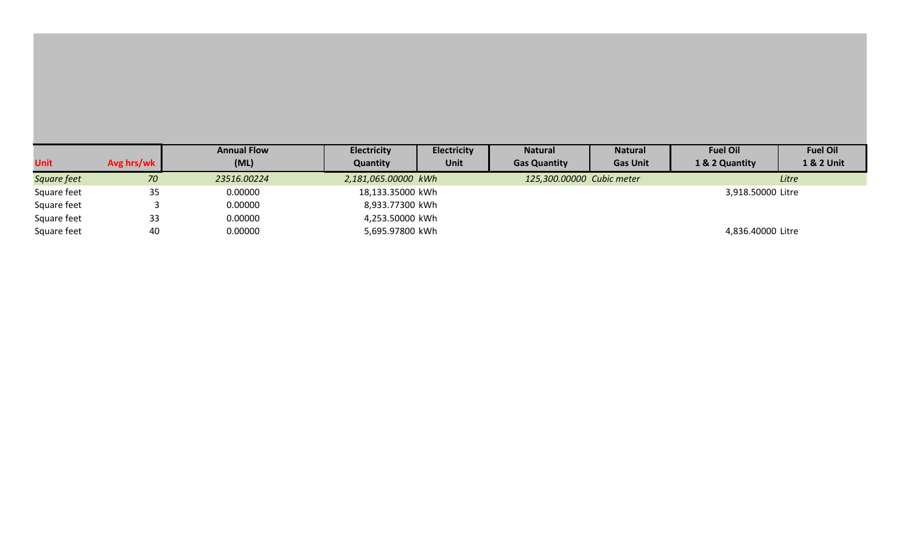| Unit | Avg hrs/wk | Annual Flow (ML) | Electricity Quantity | Electricity Unit | Natural Gas Quantity | Natural Gas Unit | Fuel Oil 1 & 2 Quantity | Fuel Oil 1 & 2 Unit |
|---|---|---|---|---|---|---|---|---|
| *Square feet* | *70* | *23516.00224* | *2,181,065.00000* | *kWh* | *125,300.00000* | *Cubic meter* | | *Litre* |
| Square feet | 35 | 0.00000 | 18,133.35000 | kWh | | | 3,918.50000 | Litre |
| Square feet | 3 | 0.00000 | 8,933.77300 | kWh | | | | |
| Square feet | 33 | 0.00000 | 4,253.50000 | kWh | | | | |
| Square feet | 40 | 0.00000 | 5,695.97800 | kWh | | | 4,836.40000 | Litre |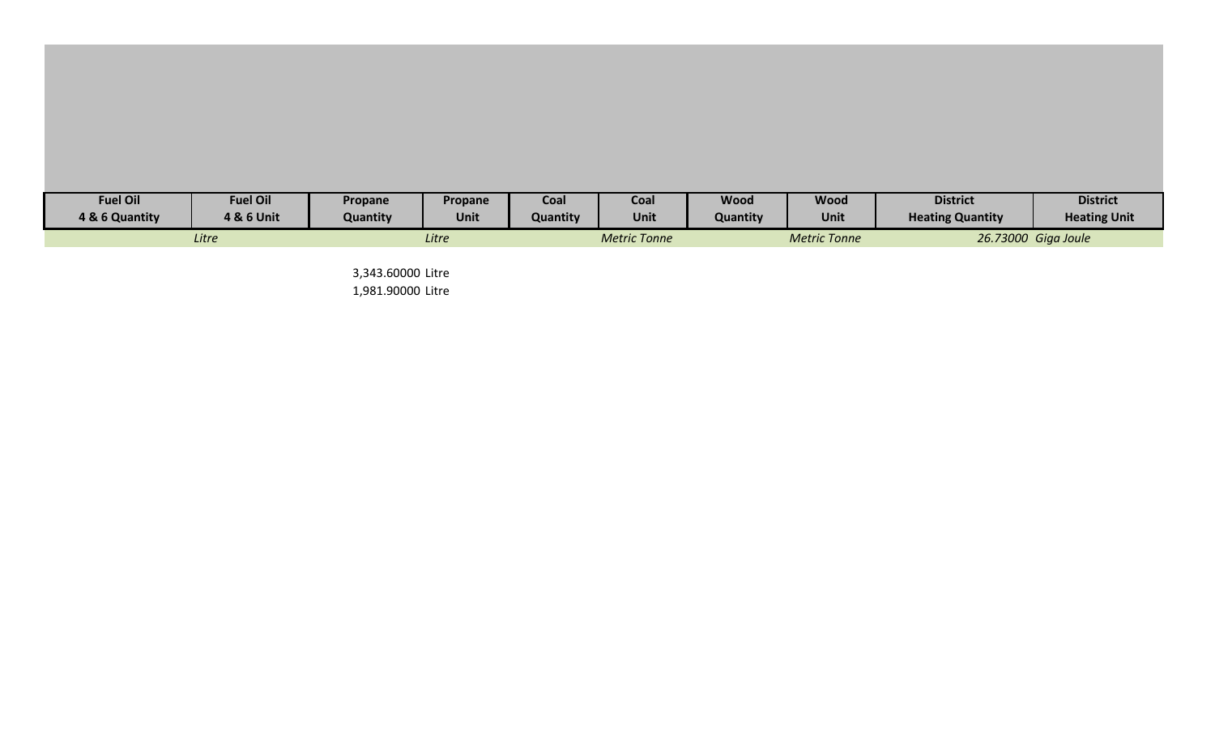| Fuel Oil 4 & 6 Quantity | Fuel Oil 4 & 6 Unit | Propane Quantity | Propane Unit | Coal Quantity | Coal Unit | Wood Quantity | Wood Unit | District Heating Quantity | District Heating Unit |
|---|---|---|---|---|---|---|---|---|---|
| | *Litre* | | *Litre* | | *Metric Tonne* | | *Metric Tonne* | *26.73000* | *Giga Joule* |
| | | 3,343.60000 | Litre | | | | | | |
| | | 1,981.90000 | Litre | | | | | | |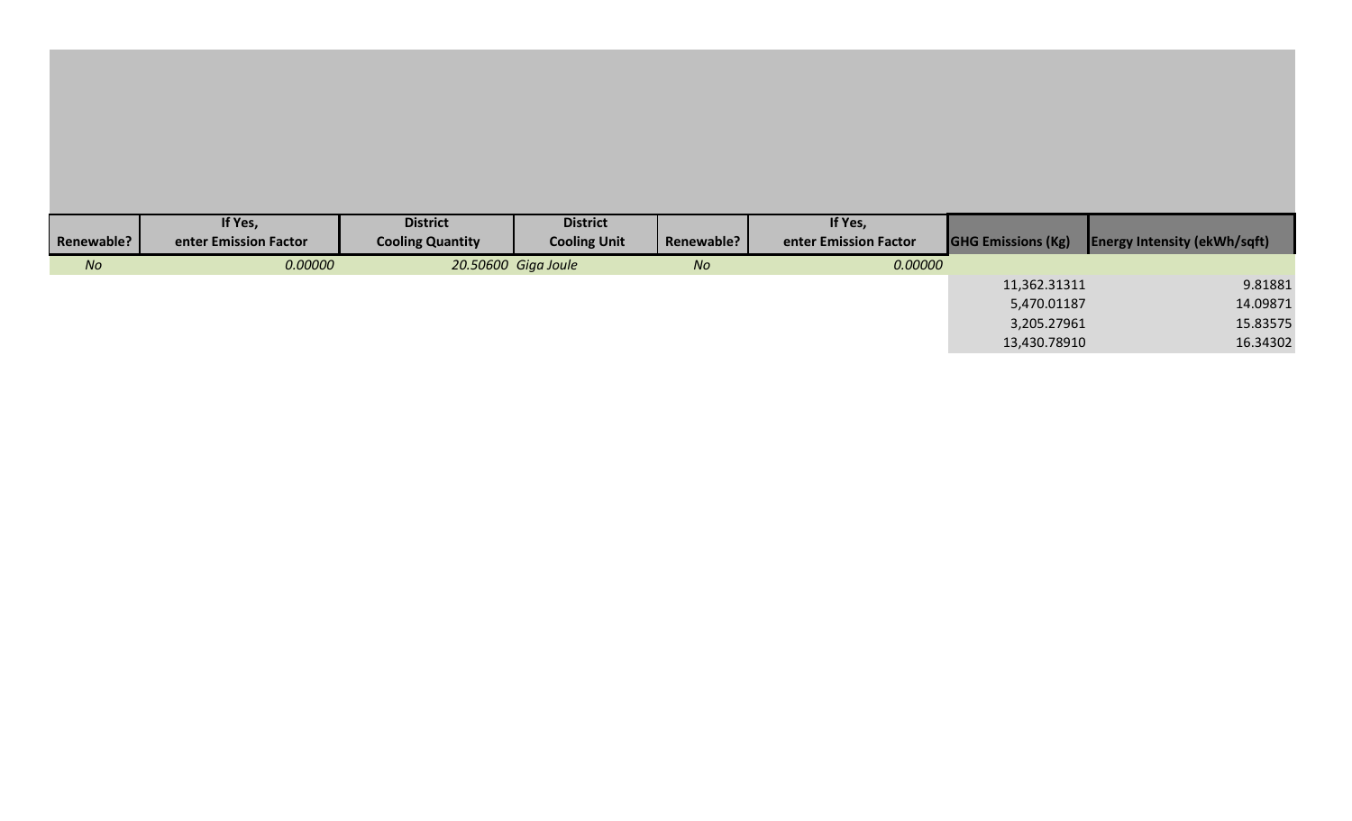| Renewable? | If Yes, enter Emission Factor | District Cooling Quantity | District Cooling Unit | Renewable? | If Yes, enter Emission Factor | GHG Emissions (Kg) | Energy Intensity (ekWh/sqft) |
|---|---|---|---|---|---|---|---|
| *No* | *0.00000* | *20.50600* | *Giga Joule* | *No* | *0.00000* | | |
| | | | | | | 11,362.31311 | 9.81881 |
| | | | | | | 5,470.01187 | 14.09871 |
| | | | | | | 3,205.27961 | 15.83575 |
| | | | | | | 13,430.78910 | 16.34302 |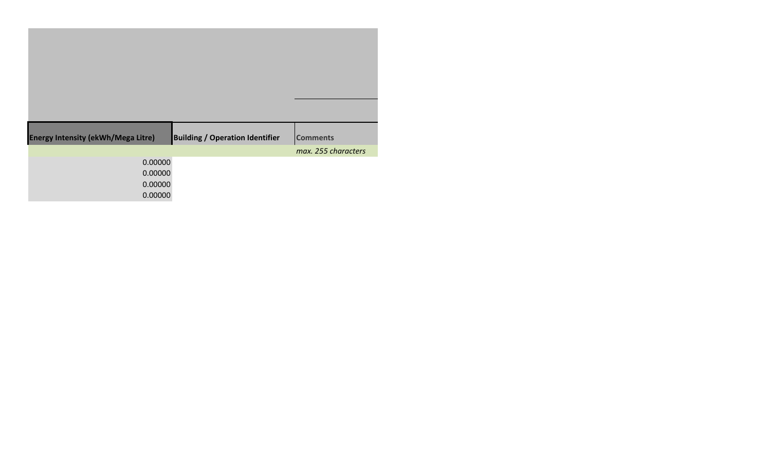| Energy Intensity (ekWh/Mega Litre) | Building / Operation Identifier | Comments |
| --- | --- | --- |
| | | *max. 255 characters* |
| 0.00000 | | |
| 0.00000 | | |
| 0.00000 | | |
| 0.00000 | | |